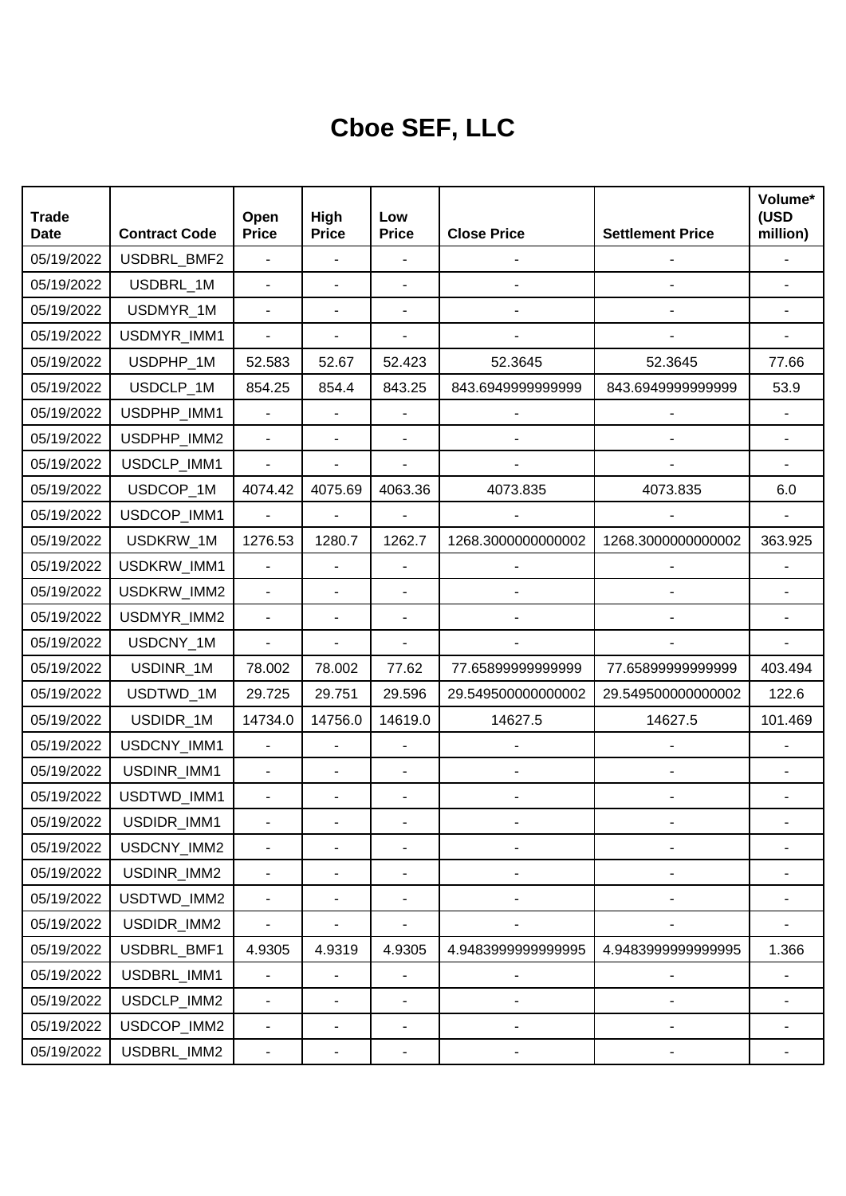# Cboe SEF, LLC

| Trade Date | Contract Code | Open Price | High Price | Low Price | Close Price | Settlement Price | Volume* (USD million) |
|---|---|---|---|---|---|---|---|
| 05/19/2022 | USDBRL_BMF2 | - | - | - | - | - | - |
| 05/19/2022 | USDBRL_1M | - | - | - | - | - | - |
| 05/19/2022 | USDMYR_1M | - | - | - | - | - | - |
| 05/19/2022 | USDMYR_IMM1 | - | - | - | - | - | - |
| 05/19/2022 | USDPHP_1M | 52.583 | 52.67 | 52.423 | 52.3645 | 52.3645 | 77.66 |
| 05/19/2022 | USDCLP_1M | 854.25 | 854.4 | 843.25 | 843.6949999999999 | 843.6949999999999 | 53.9 |
| 05/19/2022 | USDPHP_IMM1 | - | - | - | - | - | - |
| 05/19/2022 | USDPHP_IMM2 | - | - | - | - | - | - |
| 05/19/2022 | USDCLP_IMM1 | - | - | - | - | - | - |
| 05/19/2022 | USDCOP_1M | 4074.42 | 4075.69 | 4063.36 | 4073.835 | 4073.835 | 6.0 |
| 05/19/2022 | USDCOP_IMM1 | - | - | - | - | - | - |
| 05/19/2022 | USDKRW_1M | 1276.53 | 1280.7 | 1262.7 | 1268.3000000000002 | 1268.3000000000002 | 363.925 |
| 05/19/2022 | USDKRW_IMM1 | - | - | - | - | - | - |
| 05/19/2022 | USDKRW_IMM2 | - | - | - | - | - | - |
| 05/19/2022 | USDMYR_IMM2 | - | - | - | - | - | - |
| 05/19/2022 | USDCNY_1M | - | - | - | - | - | - |
| 05/19/2022 | USDINR_1M | 78.002 | 78.002 | 77.62 | 77.65899999999999 | 77.65899999999999 | 403.494 |
| 05/19/2022 | USDTWD_1M | 29.725 | 29.751 | 29.596 | 29.549500000000002 | 29.549500000000002 | 122.6 |
| 05/19/2022 | USDIDR_1M | 14734.0 | 14756.0 | 14619.0 | 14627.5 | 14627.5 | 101.469 |
| 05/19/2022 | USDCNY_IMM1 | - | - | - | - | - | - |
| 05/19/2022 | USDINR_IMM1 | - | - | - | - | - | - |
| 05/19/2022 | USDTWD_IMM1 | - | - | - | - | - | - |
| 05/19/2022 | USDIDR_IMM1 | - | - | - | - | - | - |
| 05/19/2022 | USDCNY_IMM2 | - | - | - | - | - | - |
| 05/19/2022 | USDINR_IMM2 | - | - | - | - | - | - |
| 05/19/2022 | USDTWD_IMM2 | - | - | - | - | - | - |
| 05/19/2022 | USDIDR_IMM2 | - | - | - | - | - | - |
| 05/19/2022 | USDBRL_BMF1 | 4.9305 | 4.9319 | 4.9305 | 4.9483999999999995 | 4.9483999999999995 | 1.366 |
| 05/19/2022 | USDBRL_IMM1 | - | - | - | - | - | - |
| 05/19/2022 | USDCLP_IMM2 | - | - | - | - | - | - |
| 05/19/2022 | USDCOP_IMM2 | - | - | - | - | - | - |
| 05/19/2022 | USDBRL_IMM2 | - | - | - | - | - | - |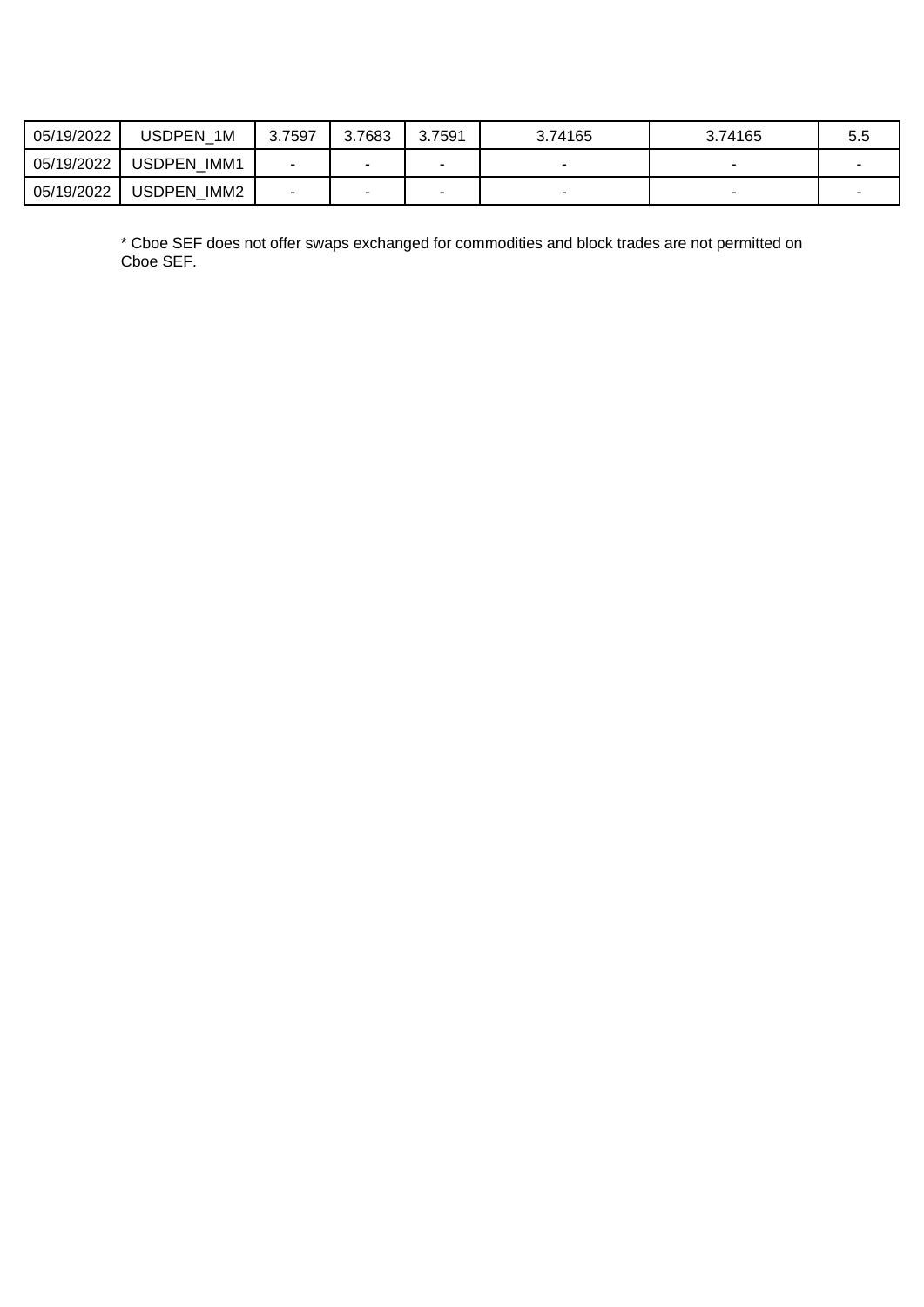| | | | | | | | |
|---|---|---|---|---|---|---|---|
| 05/19/2022 | USDPEN_1M | 3.7597 | 3.7683 | 3.7591 | 3.74165 | 3.74165 | 5.5 |
| 05/19/2022 | USDPEN_IMM1 | - | - | - | - | - | - |
| 05/19/2022 | USDPEN_IMM2 | - | - | - | - | - | - |

* Cboe SEF does not offer swaps exchanged for commodities and block trades are not permitted on Cboe SEF.